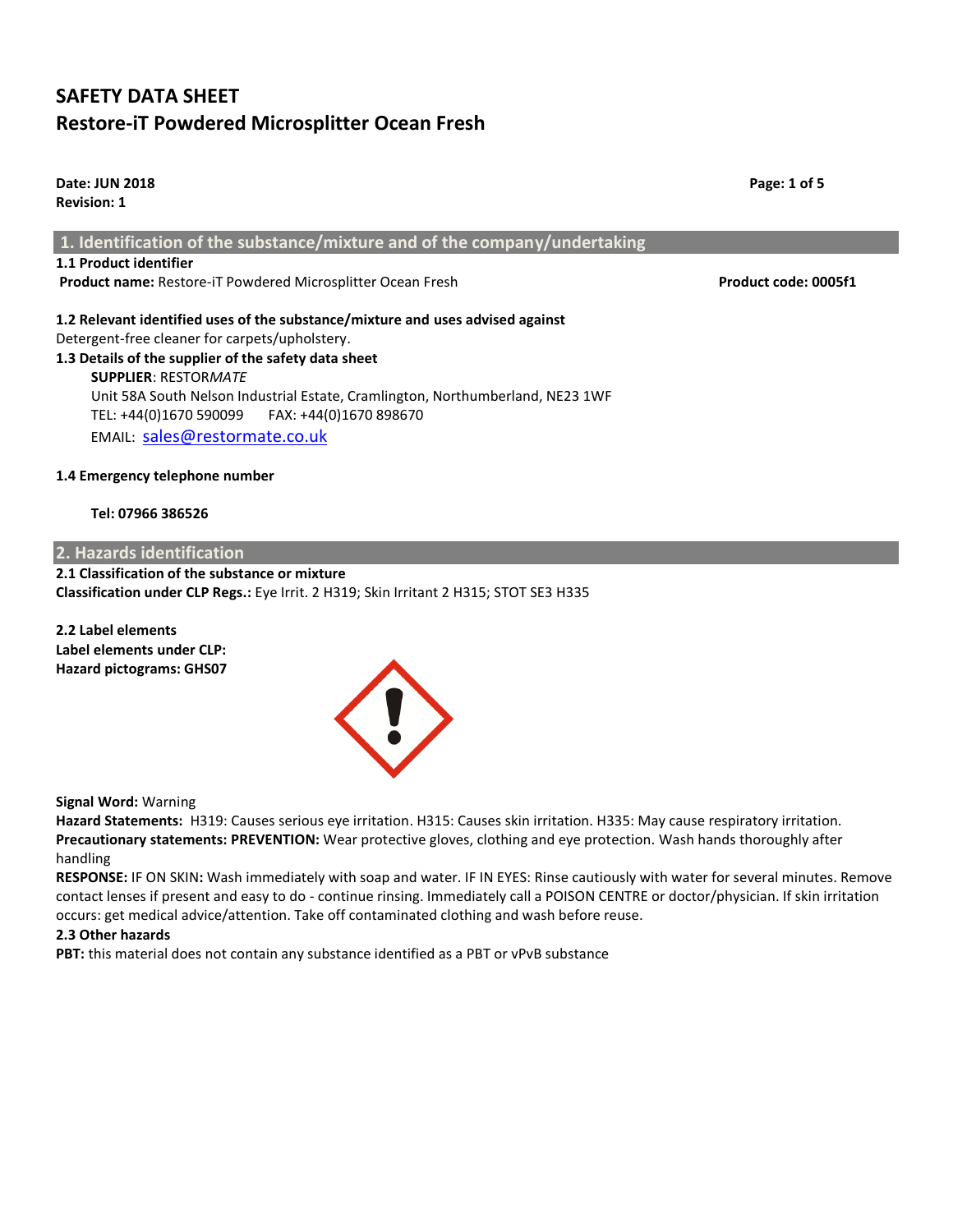# SAFETY DATA SHEET
## Restore-iT Powdered Microsplitter Ocean Fresh

**Date: JUN 2018**
**Revision: 1**

## 1. Identification of the substance/mixture and of the company/undertaking

**1.1 Product identifier**
**Product name:** Restore-iT Powdered Microsplitter Ocean Fresh **Product code: 0005f1**

**1.2 Relevant identified uses of the substance/mixture and uses advised against**
Detergent-free cleaner for carpets/upholstery.

**1.3 Details of the supplier of the safety data sheet**
**SUPPLIER**: RESTOR*MATE*
Unit 58A South Nelson Industrial Estate, Cramlington, Northumberland, NE23 1WF
TEL: +44(0)1670 590099 FAX: +44(0)1670 898670
EMAIL: sales@restormate.co.uk

**1.4 Emergency telephone number**

**Tel: 07966 386526**

## 2. Hazards identification

**2.1 Classification of the substance or mixture**
**Classification under CLP Regs.:** Eye Irrit. 2 H319; Skin Irritant 2 H315; STOT SE3 H335

**2.2 Label elements**
**Label elements under CLP:**
**Hazard pictograms: GHS07**

**Signal Word:** Warning
**Hazard Statements:** H319: Causes serious eye irritation. H315: Causes skin irritation. H335: May cause respiratory irritation.
**Precautionary statements: PREVENTION:** Wear protective gloves, clothing and eye protection. Wash hands thoroughly after handling
**RESPONSE:** IF ON SKIN**:** Wash immediately with soap and water. IF IN EYES: Rinse cautiously with water for several minutes. Remove contact lenses if present and easy to do - continue rinsing. Immediately call a POISON CENTRE or doctor/physician. If skin irritation occurs: get medical advice/attention. Take off contaminated clothing and wash before reuse.

**2.3 Other hazards**
**PBT:** this material does not contain any substance identified as a PBT or vPvB substance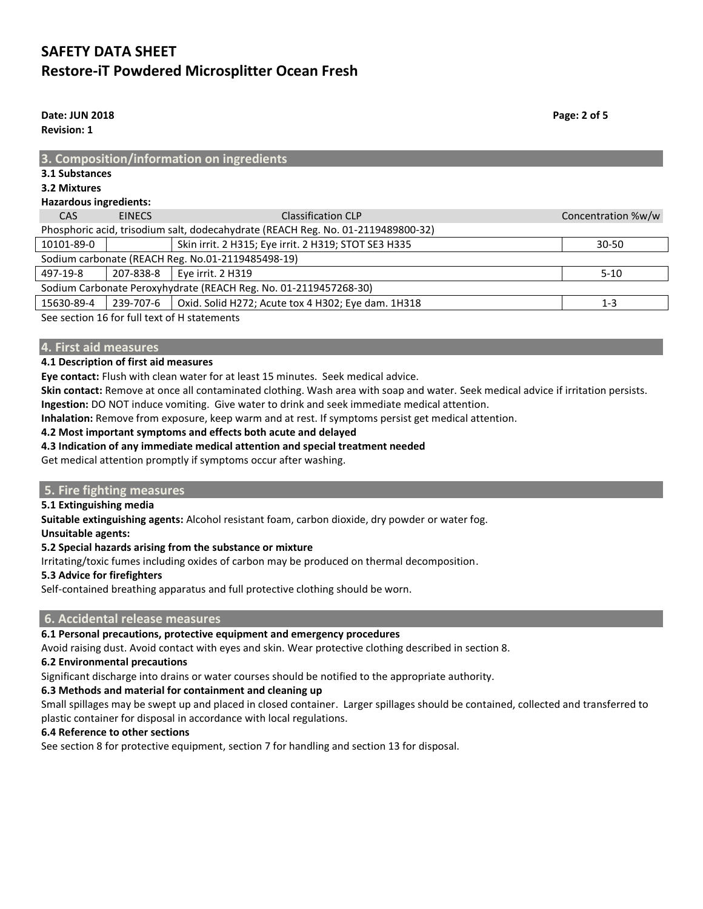## 3. Composition/information on ingredients

**3.1 Substances**

**3.2 Mixtures**

**Hazardous ingredients:**

| CAS | EINECS | Classification CLP | Concentration %w/w |
|---|---|---|---|
| Phosphoric acid, trisodium salt, dodecahydrate (REACH Reg. No. 01-2119489800-32) | | | |
| 10101-89-0 | | Skin irrit. 2 H315; Eye irrit. 2 H319; STOT SE3 H335 | 30-50 |
| Sodium carbonate (REACH Reg. No.01-2119485498-19) | | | |
| 497-19-8 | 207-838-8 | Eye irrit. 2 H319 | 5-10 |
| Sodium Carbonate Peroxyhydrate (REACH Reg. No. 01-2119457268-30) | | | |
| 15630-89-4 | 239-707-6 | Oxid. Solid H272; Acute tox 4 H302; Eye dam. 1H318 | 1-3 |

See section 16 for full text of H statements

## 4. First aid measures

**4.1 Description of first aid measures**

**Eye contact:** Flush with clean water for at least 15 minutes. Seek medical advice.
**Skin contact:** Remove at once all contaminated clothing. Wash area with soap and water. Seek medical advice if irritation persists.
**Ingestion:** DO NOT induce vomiting. Give water to drink and seek immediate medical attention.
**Inhalation:** Remove from exposure, keep warm and at rest. If symptoms persist get medical attention.

**4.2 Most important symptoms and effects both acute and delayed**

**4.3 Indication of any immediate medical attention and special treatment needed**

Get medical attention promptly if symptoms occur after washing.

## 5. Fire fighting measures

**5.1 Extinguishing media**

**Suitable extinguishing agents:** Alcohol resistant foam, carbon dioxide, dry powder or water fog.
**Unsuitable agents:**

**5.2 Special hazards arising from the substance or mixture**

Irritating/toxic fumes including oxides of carbon may be produced on thermal decomposition.

**5.3 Advice for firefighters**

Self-contained breathing apparatus and full protective clothing should be worn.

## 6. Accidental release measures

**6.1 Personal precautions, protective equipment and emergency procedures**

Avoid raising dust. Avoid contact with eyes and skin. Wear protective clothing described in section 8.

**6.2 Environmental precautions**

Significant discharge into drains or water courses should be notified to the appropriate authority.

**6.3 Methods and material for containment and cleaning up**

Small spillages may be swept up and placed in closed container. Larger spillages should be contained, collected and transferred to plastic container for disposal in accordance with local regulations.

**6.4 Reference to other sections**

See section 8 for protective equipment, section 7 for handling and section 13 for disposal.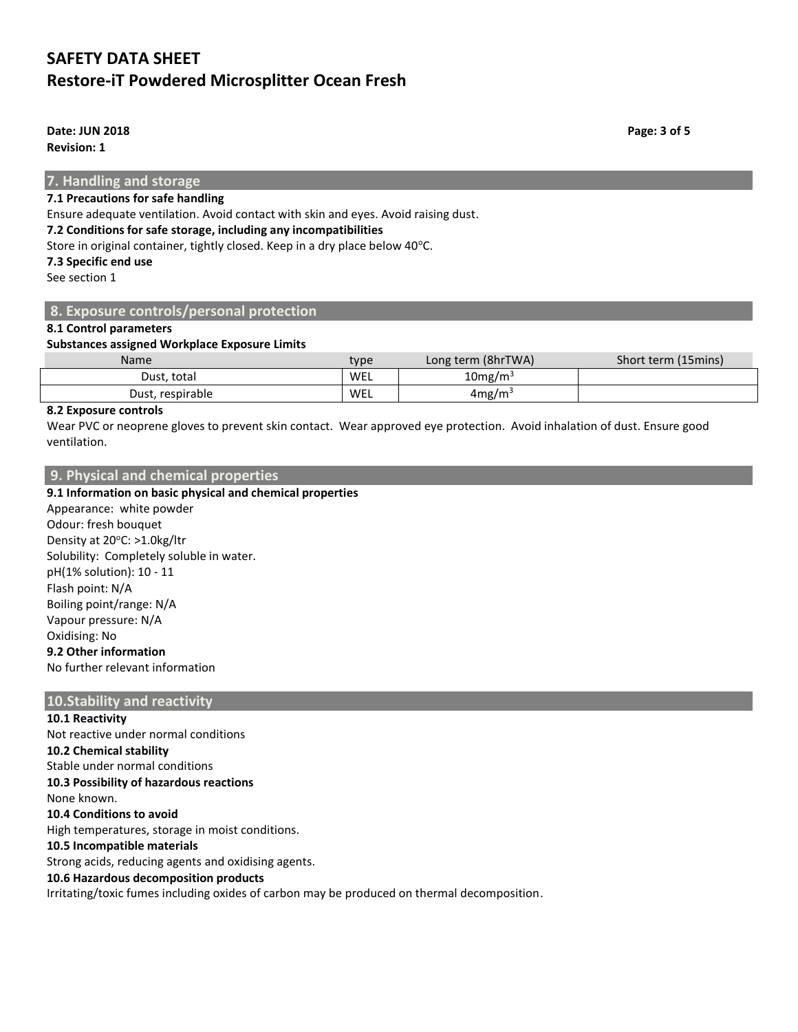## 7. Handling and storage

**7.1 Precautions for safe handling**

Ensure adequate ventilation. Avoid contact with skin and eyes. Avoid raising dust.

**7.2 Conditions for safe storage, including any incompatibilities**

Store in original container, tightly closed. Keep in a dry place below 40°C.

**7.3 Specific end use**

See section 1

## 8. Exposure controls/personal protection

**8.1 Control parameters**

**Substances assigned Workplace Exposure Limits**

| Name | type | Long term (8hrTWA) | Short term (15mins) |
|---|---|---|---|
| Dust, total | WEL | $10mg/m^3$ | |
| Dust, respirable | WEL | $4mg/m^3$ | |

**8.2 Exposure controls**

Wear PVC or neoprene gloves to prevent skin contact. Wear approved eye protection. Avoid inhalation of dust. Ensure good ventilation.

## 9. Physical and chemical properties

**9.1 Information on basic physical and chemical properties**

Appearance: white powder
Odour: fresh bouquet
Density at 20°C: >1.0kg/ltr
Solubility: Completely soluble in water.
pH(1% solution): 10 - 11
Flash point: N/A
Boiling point/range: N/A
Vapour pressure: N/A
Oxidising: No

**9.2 Other information**

No further relevant information

## 10.Stability and reactivity

**10.1 Reactivity**

Not reactive under normal conditions

**10.2 Chemical stability**

Stable under normal conditions

**10.3 Possibility of hazardous reactions**

None known.

**10.4 Conditions to avoid**

High temperatures, storage in moist conditions.

**10.5 Incompatible materials**

Strong acids, reducing agents and oxidising agents.

**10.6 Hazardous decomposition products**

Irritating/toxic fumes including oxides of carbon may be produced on thermal decomposition.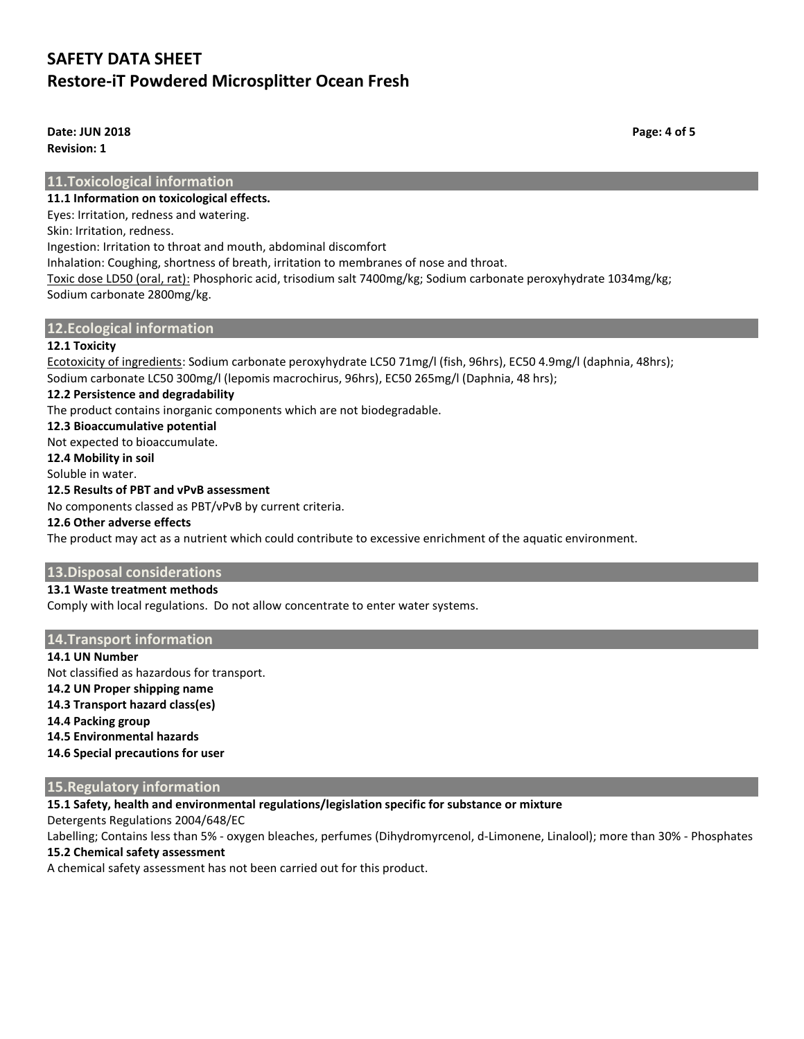## 11.Toxicological information

**11.1 Information on toxicological effects.**

Eyes: Irritation, redness and watering.
Skin: Irritation, redness.
Ingestion: Irritation to throat and mouth, abdominal discomfort
Inhalation: Coughing, shortness of breath, irritation to membranes of nose and throat.
Toxic dose LD50 (oral, rat): Phosphoric acid, trisodium salt 7400mg/kg; Sodium carbonate peroxyhydrate 1034mg/kg; Sodium carbonate 2800mg/kg.

## 12.Ecological information

**12.1 Toxicity**

Ecotoxicity of ingredients: Sodium carbonate peroxyhydrate LC50 71mg/l (fish, 96hrs), EC50 4.9mg/l (daphnia, 48hrs); Sodium carbonate LC50 300mg/l (lepomis macrochirus, 96hrs), EC50 265mg/l (Daphnia, 48 hrs);

**12.2 Persistence and degradability**

The product contains inorganic components which are not biodegradable.

**12.3 Bioaccumulative potential**

Not expected to bioaccumulate.

**12.4 Mobility in soil**

Soluble in water.

**12.5 Results of PBT and vPvB assessment**

No components classed as PBT/vPvB by current criteria.

**12.6 Other adverse effects**

The product may act as a nutrient which could contribute to excessive enrichment of the aquatic environment.

## 13.Disposal considerations

**13.1 Waste treatment methods**

Comply with local regulations. Do not allow concentrate to enter water systems.

## 14.Transport information

**14.1 UN Number**

Not classified as hazardous for transport.

**14.2 UN Proper shipping name**

**14.3 Transport hazard class(es)**

**14.4 Packing group**

**14.5 Environmental hazards**

**14.6 Special precautions for user**

## 15.Regulatory information

**15.1 Safety, health and environmental regulations/legislation specific for substance or mixture**

Detergents Regulations 2004/648/EC
Labelling; Contains less than 5% - oxygen bleaches, perfumes (Dihydromyrcenol, d-Limonene, Linalool); more than 30% - Phosphates

**15.2 Chemical safety assessment**

A chemical safety assessment has not been carried out for this product.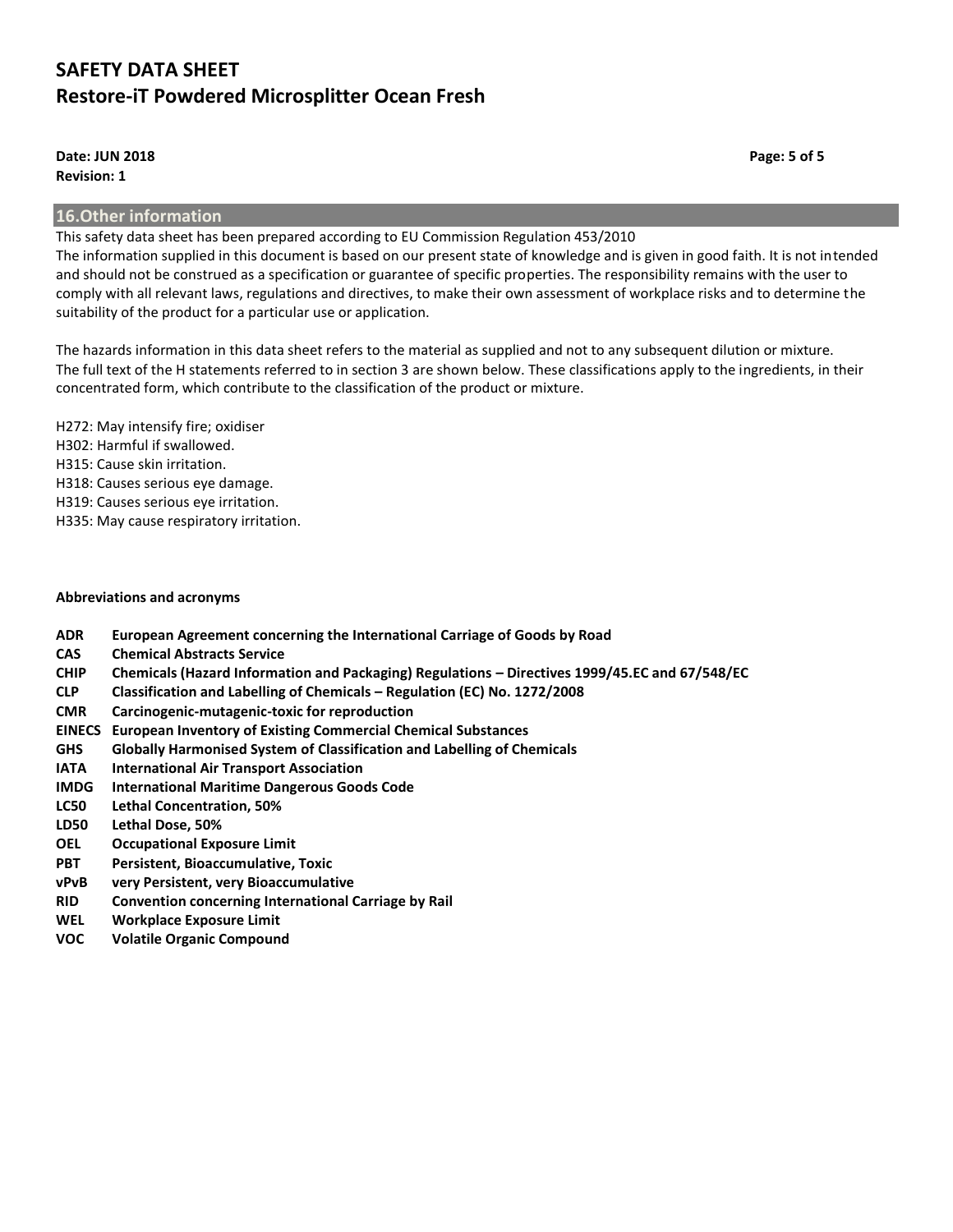## 16.Other information

This safety data sheet has been prepared according to EU Commission Regulation 453/2010
The information supplied in this document is based on our present state of knowledge and is given in good faith. It is not intended and should not be construed as a specification or guarantee of specific properties. The responsibility remains with the user to comply with all relevant laws, regulations and directives, to make their own assessment of workplace risks and to determine the suitability of the product for a particular use or application.

The hazards information in this data sheet refers to the material as supplied and not to any subsequent dilution or mixture.
The full text of the H statements referred to in section 3 are shown below. These classifications apply to the ingredients, in their concentrated form, which contribute to the classification of the product or mixture.

H272: May intensify fire; oxidiser
H302: Harmful if swallowed.
H315: Cause skin irritation.
H318: Causes serious eye damage.
H319: Causes serious eye irritation.
H335: May cause respiratory irritation.

**Abbreviations and acronyms**

**ADR** **European Agreement concerning the International Carriage of Goods by Road**
**CAS** **Chemical Abstracts Service**
**CHIP** **Chemicals (Hazard Information and Packaging) Regulations – Directives 1999/45.EC and 67/548/EC**
**CLP** **Classification and Labelling of Chemicals – Regulation (EC) No. 1272/2008**
**CMR** **Carcinogenic-mutagenic-toxic for reproduction**
**EINECS** **European Inventory of Existing Commercial Chemical Substances**
**GHS** **Globally Harmonised System of Classification and Labelling of Chemicals**
**IATA** **International Air Transport Association**
**IMDG** **International Maritime Dangerous Goods Code**
**LC50** **Lethal Concentration, 50%**
**LD50** **Lethal Dose, 50%**
**OEL** **Occupational Exposure Limit**
**PBT** **Persistent, Bioaccumulative, Toxic**
**vPvB** **very Persistent, very Bioaccumulative**
**RID** **Convention concerning International Carriage by Rail**
**WEL** **Workplace Exposure Limit**
**VOC** **Volatile Organic Compound**